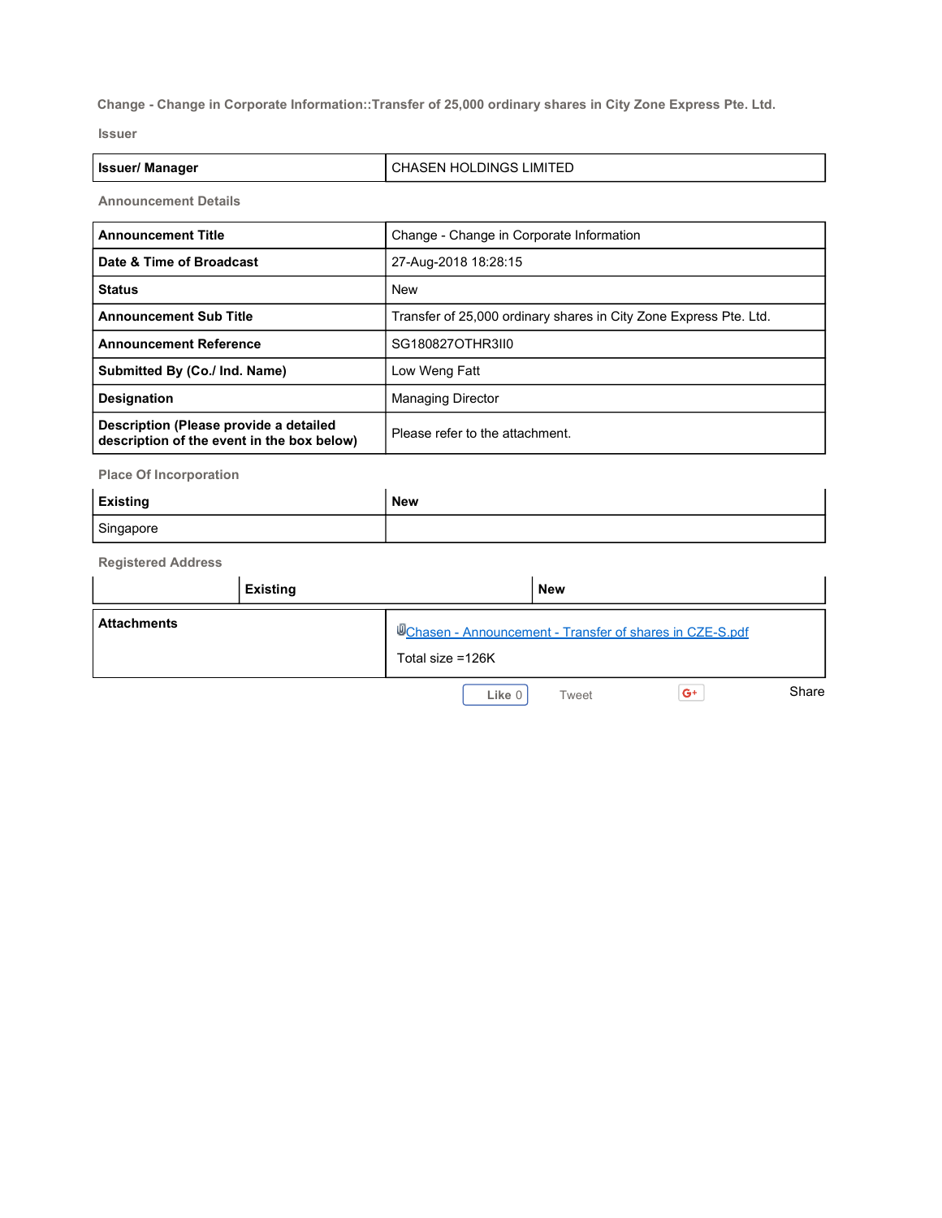**Change - Change in Corporate Information::Transfer of 25,000 ordinary shares in City Zone Express Pte. Ltd.**

**Issuer**

| **Issuer/ Manager** | CHASEN HOLDINGS LIMITED |
|---|---|

**Announcement Details**

| **Announcement Title** | Change - Change in Corporate Information |
|---|---|
| **Date & Time of Broadcast** | 27-Aug-2018 18:28:15 |
| **Status** | New |
| **Announcement Sub Title** | Transfer of 25,000 ordinary shares in City Zone Express Pte. Ltd. |
| **Announcement Reference** | SG180827OTHR3II0 |
| **Submitted By (Co./ Ind. Name)** | Low Weng Fatt |
| **Designation** | Managing Director |
| **Description (Please provide a detailed description of the event in the box below)** | Please refer to the attachment. |

**Place Of Incorporation**

| **Existing** | **New** |
|---|---|
| Singapore | |

**Registered Address**

| | **Existing** | **New** |
|---|---|---|

| **Attachments** | Chasen - Announcement - Transfer of shares in CZE-S.pdf<br>Total size =126K |
|---|---|

Like 0 Tweet Share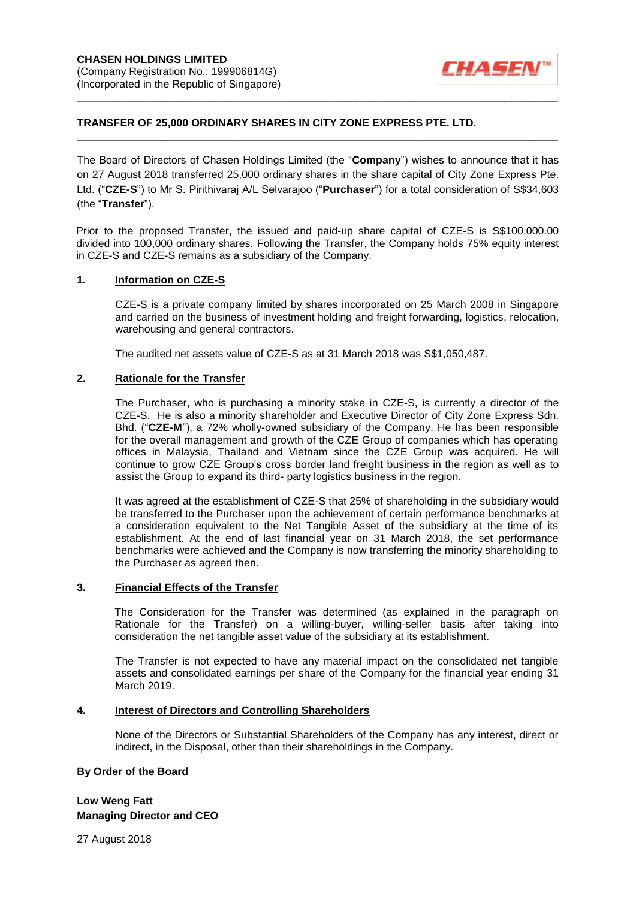**CHASEN HOLDINGS LIMITED**
(Company Registration No.: 199906814G)
(Incorporated in the Republic of Singapore)

---

**TRANSFER OF 25,000 ORDINARY SHARES IN CITY ZONE EXPRESS PTE. LTD.**

---

The Board of Directors of Chasen Holdings Limited (the "**Company**") wishes to announce that it has on 27 August 2018 transferred 25,000 ordinary shares in the share capital of City Zone Express Pte. Ltd. ("**CZE-S**") to Mr S. Pirithivaraj A/L Selvarajoo ("**Purchaser**") for a total consideration of S$34,603 (the "**Transfer**").

Prior to the proposed Transfer, the issued and paid-up share capital of CZE-S is S$100,000.00 divided into 100,000 ordinary shares. Following the Transfer, the Company holds 75% equity interest in CZE-S and CZE-S remains as a subsidiary of the Company.

**1. Information on CZE-S**

CZE-S is a private company limited by shares incorporated on 25 March 2008 in Singapore and carried on the business of investment holding and freight forwarding, logistics, relocation, warehousing and general contractors.

The audited net assets value of CZE-S as at 31 March 2018 was S$1,050,487.

**2. Rationale for the Transfer**

The Purchaser, who is purchasing a minority stake in CZE-S, is currently a director of the CZE-S. He is also a minority shareholder and Executive Director of City Zone Express Sdn. Bhd. ("**CZE-M**"), a 72% wholly-owned subsidiary of the Company. He has been responsible for the overall management and growth of the CZE Group of companies which has operating offices in Malaysia, Thailand and Vietnam since the CZE Group was acquired. He will continue to grow CZE Group's cross border land freight business in the region as well as to assist the Group to expand its third- party logistics business in the region.

It was agreed at the establishment of CZE-S that 25% of shareholding in the subsidiary would be transferred to the Purchaser upon the achievement of certain performance benchmarks at a consideration equivalent to the Net Tangible Asset of the subsidiary at the time of its establishment. At the end of last financial year on 31 March 2018, the set performance benchmarks were achieved and the Company is now transferring the minority shareholding to the Purchaser as agreed then.

**3. Financial Effects of the Transfer**

The Consideration for the Transfer was determined (as explained in the paragraph on Rationale for the Transfer) on a willing-buyer, willing-seller basis after taking into consideration the net tangible asset value of the subsidiary at its establishment.

The Transfer is not expected to have any material impact on the consolidated net tangible assets and consolidated earnings per share of the Company for the financial year ending 31 March 2019.

**4. Interest of Directors and Controlling Shareholders**

None of the Directors or Substantial Shareholders of the Company has any interest, direct or indirect, in the Disposal, other than their shareholdings in the Company.

**By Order of the Board**

**Low Weng Fatt**
**Managing Director and CEO**

27 August 2018